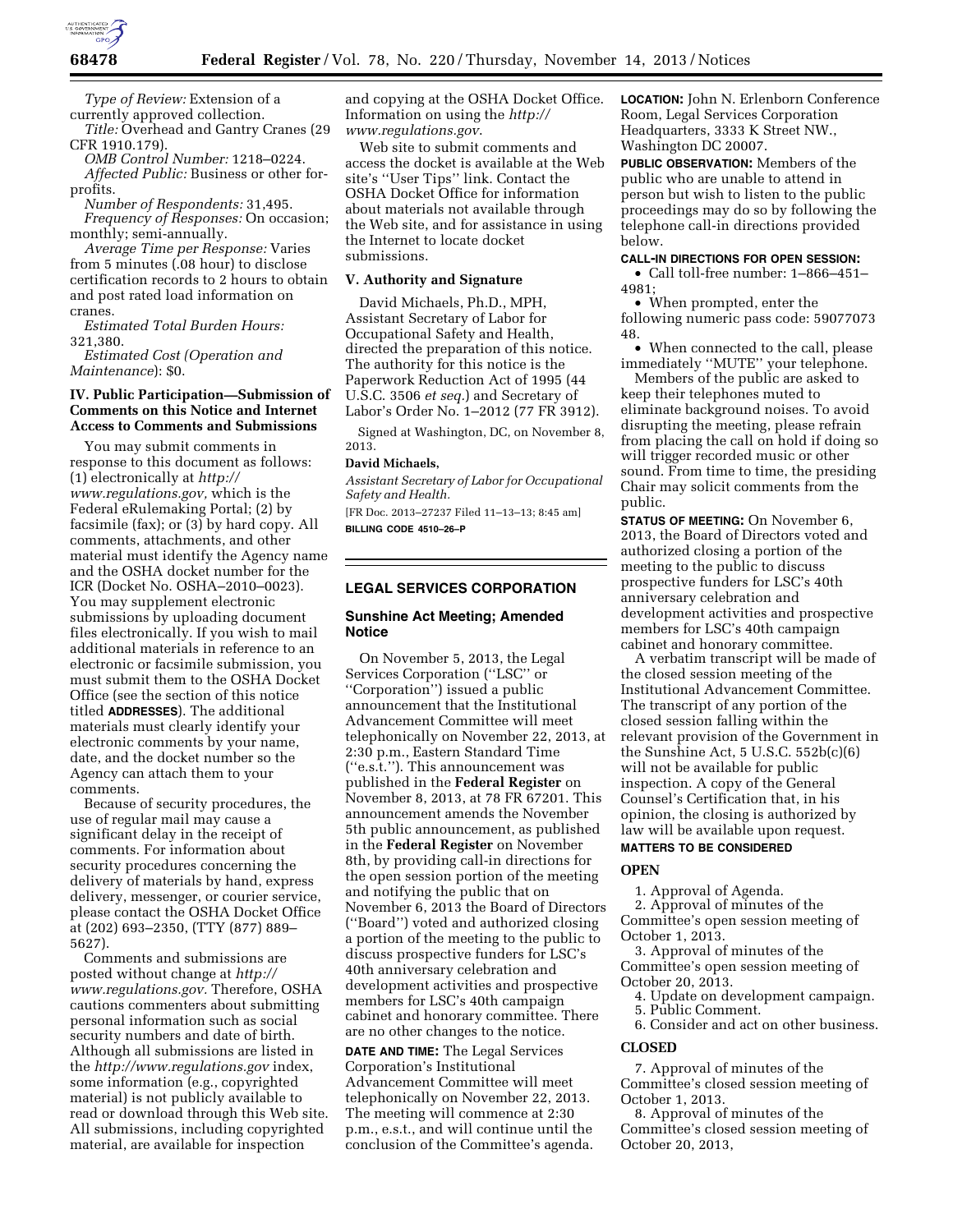*Type of Review:* Extension of a currently approved collection.

*Title:* Overhead and Gantry Cranes (29 CFR 1910.179).

*OMB Control Number:* 1218–0224.

*Affected Public:* Business or other for-profits.

*Number of Respondents:* 31,495.

*Frequency of Responses:* On occasion; monthly; semi-annually.

*Average Time per Response:* Varies from 5 minutes (.08 hour) to disclose certification records to 2 hours to obtain and post rated load information on cranes.

*Estimated Total Burden Hours:* 321,380.

*Estimated Cost (Operation and Maintenance)*: $0.

### IV. Public Participation—Submission of Comments on this Notice and Internet Access to Comments and Submissions

You may submit comments in response to this document as follows: (1) electronically at *http://www.regulations.gov,* which is the Federal eRulemaking Portal; (2) by facsimile (fax); or (3) by hard copy. All comments, attachments, and other material must identify the Agency name and the OSHA docket number for the ICR (Docket No. OSHA–2010–0023). You may supplement electronic submissions by uploading document files electronically. If you wish to mail additional materials in reference to an electronic or facsimile submission, you must submit them to the OSHA Docket Office (see the section of this notice titled **ADDRESSES**). The additional materials must clearly identify your electronic comments by your name, date, and the docket number so the Agency can attach them to your comments.

Because of security procedures, the use of regular mail may cause a significant delay in the receipt of comments. For information about security procedures concerning the delivery of materials by hand, express delivery, messenger, or courier service, please contact the OSHA Docket Office at (202) 693–2350, (TTY (877) 889–5627).

Comments and submissions are posted without change at *http://www.regulations.gov.* Therefore, OSHA cautions commenters about submitting personal information such as social security numbers and date of birth. Although all submissions are listed in the *http://www.regulations.gov* index, some information (e.g., copyrighted material) is not publicly available to read or download through this Web site. All submissions, including copyrighted material, are available for inspection and copying at the OSHA Docket Office. Information on using the *http://www.regulations.gov.*

Web site to submit comments and access the docket is available at the Web site's ''User Tips'' link. Contact the OSHA Docket Office for information about materials not available through the Web site, and for assistance in using the Internet to locate docket submissions.

### V. Authority and Signature

David Michaels, Ph.D., MPH, Assistant Secretary of Labor for Occupational Safety and Health, directed the preparation of this notice. The authority for this notice is the Paperwork Reduction Act of 1995 (44 U.S.C. 3506 *et seq.*) and Secretary of Labor's Order No. 1–2012 (77 FR 3912).

Signed at Washington, DC, on November 8, 2013.

**David Michaels,**

*Assistant Secretary of Labor for Occupational Safety and Health.*

[FR Doc. 2013–27237 Filed 11–13–13; 8:45 am]

**BILLING CODE 4510–26–P**

## LEGAL SERVICES CORPORATION

### Sunshine Act Meeting; Amended Notice

On November 5, 2013, the Legal Services Corporation (''LSC'' or ''Corporation'') issued a public announcement that the Institutional Advancement Committee will meet telephonically on November 22, 2013, at 2:30 p.m., Eastern Standard Time (''e.s.t.''). This announcement was published in the **Federal Register** on November 8, 2013, at 78 FR 67201. This announcement amends the November 5th public announcement, as published in the **Federal Register** on November 8th, by providing call-in directions for the open session portion of the meeting and notifying the public that on November 6, 2013 the Board of Directors (''Board'') voted and authorized closing a portion of the meeting to the public to discuss prospective funders for LSC's 40th anniversary celebration and development activities and prospective members for LSC's 40th campaign cabinet and honorary committee. There are no other changes to the notice.

**DATE AND TIME:** The Legal Services Corporation's Institutional Advancement Committee will meet telephonically on November 22, 2013. The meeting will commence at 2:30 p.m., e.s.t., and will continue until the conclusion of the Committee's agenda.

**LOCATION:** John N. Erlenborn Conference Room, Legal Services Corporation Headquarters, 3333 K Street NW., Washington DC 20007.

**PUBLIC OBSERVATION:** Members of the public who are unable to attend in person but wish to listen to the public proceedings may do so by following the telephone call-in directions provided below.

**CALL-IN DIRECTIONS FOR OPEN SESSION:**

- Call toll-free number: 1–866–451–4981;
- When prompted, enter the following numeric pass code: 59077073 48.
- When connected to the call, please immediately ''MUTE'' your telephone.

Members of the public are asked to keep their telephones muted to eliminate background noises. To avoid disrupting the meeting, please refrain from placing the call on hold if doing so will trigger recorded music or other sound. From time to time, the presiding Chair may solicit comments from the public.

**STATUS OF MEETING:** On November 6, 2013, the Board of Directors voted and authorized closing a portion of the meeting to the public to discuss prospective funders for LSC's 40th anniversary celebration and development activities and prospective members for LSC's 40th campaign cabinet and honorary committee.

A verbatim transcript will be made of the closed session meeting of the Institutional Advancement Committee. The transcript of any portion of the closed session falling within the relevant provision of the Government in the Sunshine Act, 5 U.S.C. 552b(c)(6) will not be available for public inspection. A copy of the General Counsel's Certification that, in his opinion, the closing is authorized by law will be available upon request.

**MATTERS TO BE CONSIDERED**

**OPEN**

1. Approval of Agenda.
2. Approval of minutes of the Committee's open session meeting of October 1, 2013.
3. Approval of minutes of the Committee's open session meeting of October 20, 2013.
4. Update on development campaign.
5. Public Comment.
6. Consider and act on other business.

**CLOSED**

7. Approval of minutes of the Committee's closed session meeting of October 1, 2013.
8. Approval of minutes of the Committee's closed session meeting of October 20, 2013,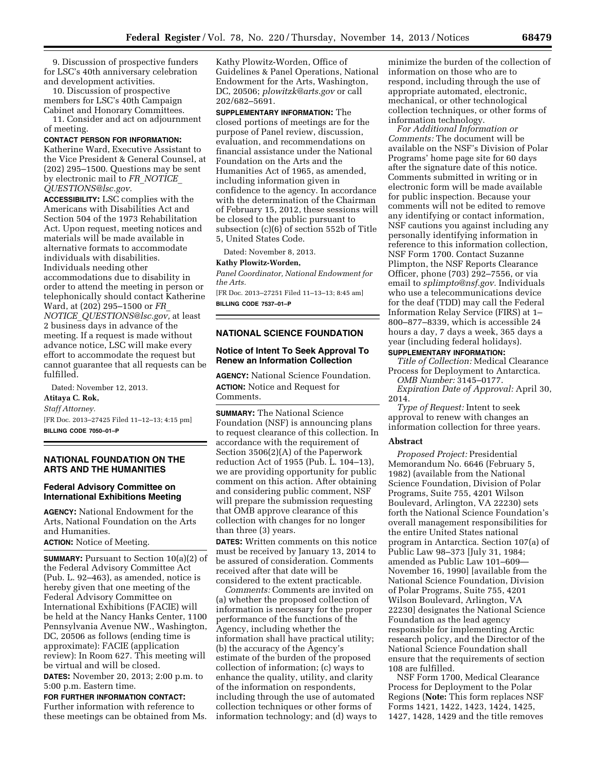9. Discussion of prospective funders for LSC's 40th anniversary celebration and development activities.

10. Discussion of prospective members for LSC's 40th Campaign Cabinet and Honorary Committees.

11. Consider and act on adjournment of meeting.

**CONTACT PERSON FOR INFORMATION:** Katherine Ward, Executive Assistant to the Vice President & General Counsel, at (202) 295–1500. Questions may be sent by electronic mail to *FR_NOTICE_QUESTIONS@lsc.gov.*

**ACCESSIBILITY:** LSC complies with the Americans with Disabilities Act and Section 504 of the 1973 Rehabilitation Act. Upon request, meeting notices and materials will be made available in alternative formats to accommodate individuals with disabilities. Individuals needing other accommodations due to disability in order to attend the meeting in person or telephonically should contact Katherine Ward, at (202) 295–1500 or *FR_NOTICE_QUESTIONS@lsc.gov,* at least 2 business days in advance of the meeting. If a request is made without advance notice, LSC will make every effort to accommodate the request but cannot guarantee that all requests can be fulfilled.

Dated: November 12, 2013.

**Atitaya C. Rok,**

*Staff Attorney.*

[FR Doc. 2013–27425 Filed 11–12–13; 4:15 pm]

**BILLING CODE 7050–01–P**

## NATIONAL FOUNDATION ON THE ARTS AND THE HUMANITIES

### Federal Advisory Committee on International Exhibitions Meeting

**AGENCY:** National Endowment for the Arts, National Foundation on the Arts and Humanities.

**ACTION:** Notice of Meeting.

**SUMMARY:** Pursuant to Section 10(a)(2) of the Federal Advisory Committee Act (Pub. L. 92–463), as amended, notice is hereby given that one meeting of the Federal Advisory Committee on International Exhibitions (FACIE) will be held at the Nancy Hanks Center, 1100 Pennsylvania Avenue NW., Washington, DC, 20506 as follows (ending time is approximate): FACIE (application review): In Room 627. This meeting will be virtual and will be closed.

**DATES:** November 20, 2013; 2:00 p.m. to 5:00 p.m. Eastern time.

**FOR FURTHER INFORMATION CONTACT:** Further information with reference to these meetings can be obtained from Ms. Kathy Plowitz-Worden, Office of Guidelines & Panel Operations, National Endowment for the Arts, Washington, DC, 20506; *plowitzk@arts.gov* or call 202/682–5691.

**SUPPLEMENTARY INFORMATION:** The closed portions of meetings are for the purpose of Panel review, discussion, evaluation, and recommendations on financial assistance under the National Foundation on the Arts and the Humanities Act of 1965, as amended, including information given in confidence to the agency. In accordance with the determination of the Chairman of February 15, 2012, these sessions will be closed to the public pursuant to subsection (c)(6) of section 552b of Title 5, United States Code.

Dated: November 8, 2013.

**Kathy Plowitz-Worden,**

*Panel Coordinator, National Endowment for the Arts.*

[FR Doc. 2013–27251 Filed 11–13–13; 8:45 am]

**BILLING CODE 7537–01–P**

## NATIONAL SCIENCE FOUNDATION

### Notice of Intent To Seek Approval To Renew an Information Collection

**AGENCY:** National Science Foundation.

**ACTION:** Notice and Request for Comments.

**SUMMARY:** The National Science Foundation (NSF) is announcing plans to request clearance of this collection. In accordance with the requirement of Section 3506(2)(A) of the Paperwork reduction Act of 1955 (Pub. L. 104–13), we are providing opportunity for public comment on this action. After obtaining and considering public comment, NSF will prepare the submission requesting that OMB approve clearance of this collection with changes for no longer than three (3) years.

**DATES:** Written comments on this notice must be received by January 13, 2014 to be assured of consideration. Comments received after that date will be considered to the extent practicable.

*Comments:* Comments are invited on (a) whether the proposed collection of information is necessary for the proper performance of the functions of the Agency, including whether the information shall have practical utility; (b) the accuracy of the Agency's estimate of the burden of the proposed collection of information; (c) ways to enhance the quality, utility, and clarity of the information on respondents, including through the use of automated collection techniques or other forms of information technology; and (d) ways to minimize the burden of the collection of information on those who are to respond, including through the use of appropriate automated, electronic, mechanical, or other technological collection techniques, or other forms of information technology.

*For Additional Information or Comments:* The document will be available on the NSF's Division of Polar Programs' home page site for 60 days after the signature date of this notice. Comments submitted in writing or in electronic form will be made available for public inspection. Because your comments will not be edited to remove any identifying or contact information, NSF cautions you against including any personally identifying information in reference to this information collection, NSF Form 1700. Contact Suzanne Plimpton, the NSF Reports Clearance Officer, phone (703) 292–7556, or via email to *splimpto@nsf.gov.* Individuals who use a telecommunications device for the deaf (TDD) may call the Federal Information Relay Service (FIRS) at 1–800–877–8339, which is accessible 24 hours a day, 7 days a week, 365 days a year (including federal holidays).

**SUPPLEMENTARY INFORMATION:**

*Title of Collection:* Medical Clearance Process for Deployment to Antarctica.

*OMB Number:* 3145–0177.

*Expiration Date of Approval:* April 30, 2014.

*Type of Request:* Intent to seek approval to renew with changes an information collection for three years.

#### Abstract

*Proposed Project:* Presidential Memorandum No. 6646 (February 5, 1982) (available from the National Science Foundation, Division of Polar Programs, Suite 755, 4201 Wilson Boulevard, Arlington, VA 22230) sets forth the National Science Foundation's overall management responsibilities for the entire United States national program in Antarctica. Section 107(a) of Public Law 98–373 [July 31, 1984; amended as Public Law 101–609—November 16, 1990] [available from the National Science Foundation, Division of Polar Programs, Suite 755, 4201 Wilson Boulevard, Arlington, VA 22230] designates the National Science Foundation as the lead agency responsible for implementing Arctic research policy, and the Director of the National Science Foundation shall ensure that the requirements of section 108 are fulfilled.

NSF Form 1700, Medical Clearance Process for Deployment to the Polar Regions (**Note:** This form replaces NSF Forms 1421, 1422, 1423, 1424, 1425, 1427, 1428, 1429 and the title removes